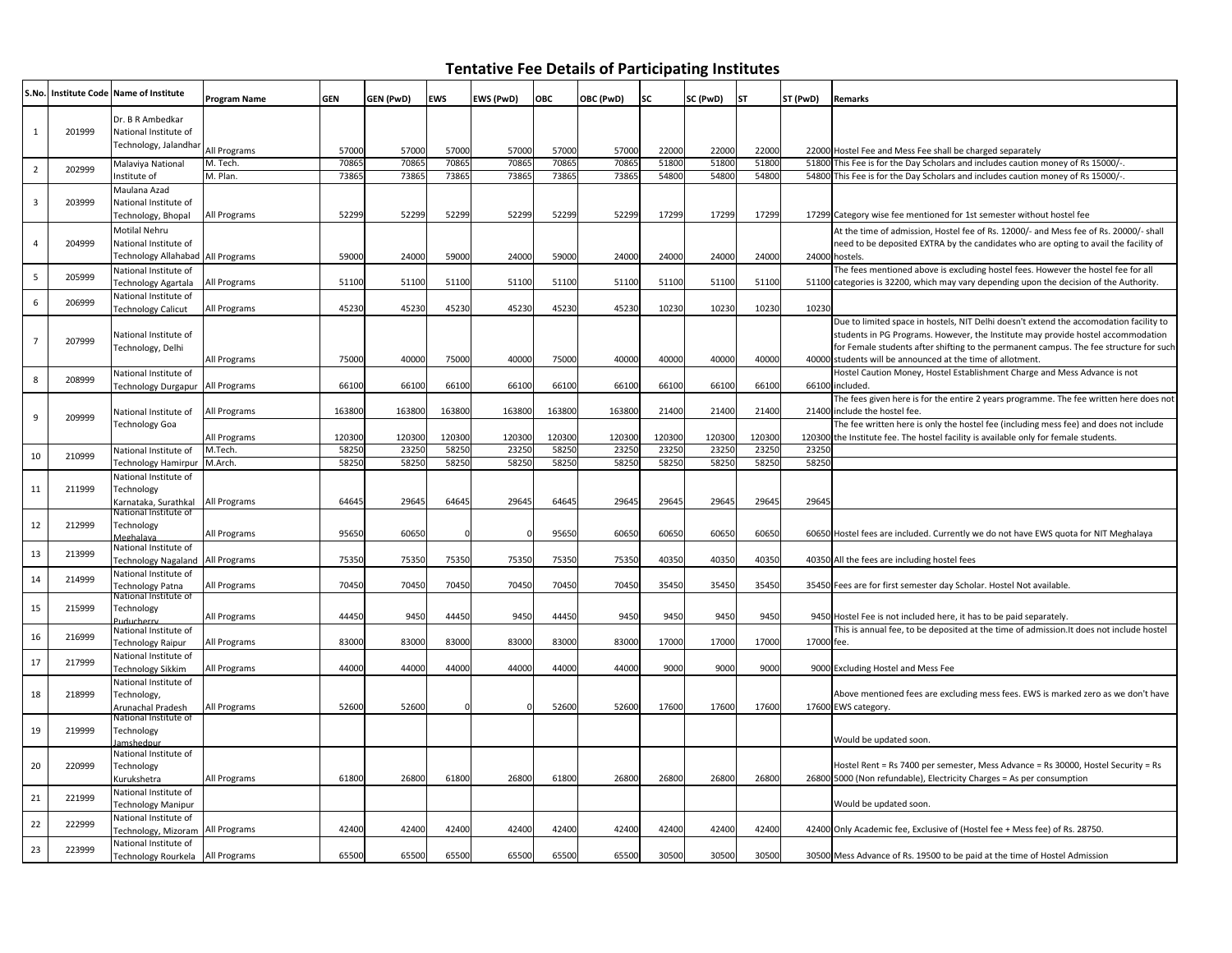# Tentative Fee Details of Participating Institutes

| S.No. | Institute Code | Name of Institute | Program Name | GEN | GEN (PwD) | EWS | EWS (PwD) | OBC | OBC (PwD) | SC | SC (PwD) | ST | ST (PwD) | Remarks |
|---|---|---|---|---|---|---|---|---|---|---|---|---|---|---|
| 1 | 201999 | Dr. B R Ambedkar National Institute of Technology, Jalandhar | All Programs | 57000 | 57000 | 57000 | 57000 | 57000 | 57000 | 22000 | 22000 | 22000 | 22000 | Hostel Fee and Mess Fee shall be charged separately |
| 2 | 202999 | Malaviya National Institute of | M. Tech. | 70865 | 70865 | 70865 | 70865 | 70865 | 70865 | 51800 | 51800 | 51800 | 51800 | This Fee is for the Day Scholars and includes caution money of Rs 15000/-. |
| | | | M. Plan. | 73865 | 73865 | 73865 | 73865 | 73865 | 73865 | 54800 | 54800 | 54800 | 54800 | This Fee is for the Day Scholars and includes caution money of Rs 15000/-. |
| 3 | 203999 | Maulana Azad National Institute of Technology, Bhopal | All Programs | 52299 | 52299 | 52299 | 52299 | 52299 | 52299 | 17299 | 17299 | 17299 | 17299 | Category wise fee mentioned for 1st semester without hostel fee |
| 4 | 204999 | Motilal Nehru National Institute of Technology Allahabad | All Programs | 59000 | 24000 | 59000 | 24000 | 59000 | 24000 | 24000 | 24000 | 24000 | 24000 | At the time of admission, Hostel fee of Rs. 12000/- and Mess fee of Rs. 20000/- shall need to be deposited EXTRA by the candidates who are opting to avail the facility of hostels. |
| 5 | 205999 | National Institute of Technology Agartala | All Programs | 51100 | 51100 | 51100 | 51100 | 51100 | 51100 | 51100 | 51100 | 51100 | 51100 | The fees mentioned above is excluding hostel fees. However the hostel fee for all categories is 32200, which may vary depending upon the decision of the Authority. |
| 6 | 206999 | National Institute of Technology Calicut | All Programs | 45230 | 45230 | 45230 | 45230 | 45230 | 45230 | 10230 | 10230 | 10230 | 10230 | |
| 7 | 207999 | National Institute of Technology, Delhi | All Programs | 75000 | 40000 | 75000 | 40000 | 75000 | 40000 | 40000 | 40000 | 40000 | 40000 | Due to limited space in hostels, NIT Delhi doesn't extend the accomodation facility to students in PG Programs. However, the Institute may provide hostel accommodation for Female students after shifting to the permanent campus. The fee structure for such students will be announced at the time of allotment. |
| 8 | 208999 | National Institute of Technology Durgapur | All Programs | 66100 | 66100 | 66100 | 66100 | 66100 | 66100 | 66100 | 66100 | 66100 | 66100 | Hostel Caution Money, Hostel Establishment Charge and Mess Advance is not included. |
| 9 | 209999 | National Institute of Technology Goa | All Programs | 163800 | 163800 | 163800 | 163800 | 163800 | 163800 | 21400 | 21400 | 21400 | 21400 | The fees given here is for the entire 2 years programme. The fee written here does not include the hostel fee. |
| | | | All Programs | 120300 | 120300 | 120300 | 120300 | 120300 | 120300 | 120300 | 120300 | 120300 | 120300 | The fee written here is only the hostel fee (including mess fee) and does not include the Institute fee. The hostel facility is available only for female students. |
| 10 | 210999 | National Institute of Technology Hamirpur | M.Tech. | 58250 | 23250 | 58250 | 23250 | 58250 | 23250 | 23250 | 23250 | 23250 | 23250 | |
| | | | M.Arch. | 58250 | 58250 | 58250 | 58250 | 58250 | 58250 | 58250 | 58250 | 58250 | 58250 | |
| 11 | 211999 | National Institute of Technology Karnataka, Surathkal | All Programs | 64645 | 29645 | 64645 | 29645 | 64645 | 29645 | 29645 | 29645 | 29645 | 29645 | |
| 12 | 212999 | National Institute of Technology Meghalaya | All Programs | 95650 | 60650 | 0 | 0 | 95650 | 60650 | 60650 | 60650 | 60650 | 60650 | Hostel fees are included. Currently we do not have EWS quota for NIT Meghalaya |
| 13 | 213999 | National Institute of Technology Nagaland | All Programs | 75350 | 75350 | 75350 | 75350 | 75350 | 75350 | 40350 | 40350 | 40350 | 40350 | All the fees are including hostel fees |
| 14 | 214999 | National Institute of Technology Patna | All Programs | 70450 | 70450 | 70450 | 70450 | 70450 | 70450 | 35450 | 35450 | 35450 | 35450 | Fees are for first semester day Scholar. Hostel Not available. |
| 15 | 215999 | National Institute of Technology Puducherry | All Programs | 44450 | 9450 | 44450 | 9450 | 44450 | 9450 | 9450 | 9450 | 9450 | 9450 | Hostel Fee is not included here, it has to be paid separately. |
| 16 | 216999 | National Institute of Technology Raipur | All Programs | 83000 | 83000 | 83000 | 83000 | 83000 | 83000 | 17000 | 17000 | 17000 | 17000 | This is annual fee, to be deposited at the time of admission.It does not include hostel fee. |
| 17 | 217999 | National Institute of Technology Sikkim | All Programs | 44000 | 44000 | 44000 | 44000 | 44000 | 44000 | 9000 | 9000 | 9000 | 9000 | Excluding Hostel and Mess Fee |
| 18 | 218999 | National Institute of Technology, Arunachal Pradesh | All Programs | 52600 | 52600 | 0 | 0 | 52600 | 52600 | 17600 | 17600 | 17600 | 17600 | Above mentioned fees are excluding mess fees. EWS is marked zero as we don't have EWS category. |
| 19 | 219999 | National Institute of Technology Jamshedpur | | | | | | | | | | | | Would be updated soon. |
| 20 | 220999 | National Institute of Technology Kurukshetra | All Programs | 61800 | 26800 | 61800 | 26800 | 61800 | 26800 | 26800 | 26800 | 26800 | 26800 | Hostel Rent = Rs 7400 per semester, Mess Advance = Rs 30000, Hostel Security = Rs 5000 (Non refundable), Electricity Charges = As per consumption |
| 21 | 221999 | National Institute of Technology Manipur | | | | | | | | | | | | Would be updated soon. |
| 22 | 222999 | National Institute of Technology, Mizoram | All Programs | 42400 | 42400 | 42400 | 42400 | 42400 | 42400 | 42400 | 42400 | 42400 | 42400 | Only Academic fee, Exclusive of (Hostel fee + Mess fee) of Rs. 28750. |
| 23 | 223999 | National Institute of Technology Rourkela | All Programs | 65500 | 65500 | 65500 | 65500 | 65500 | 65500 | 30500 | 30500 | 30500 | 30500 | Mess Advance of Rs. 19500 to be paid at the time of Hostel Admission |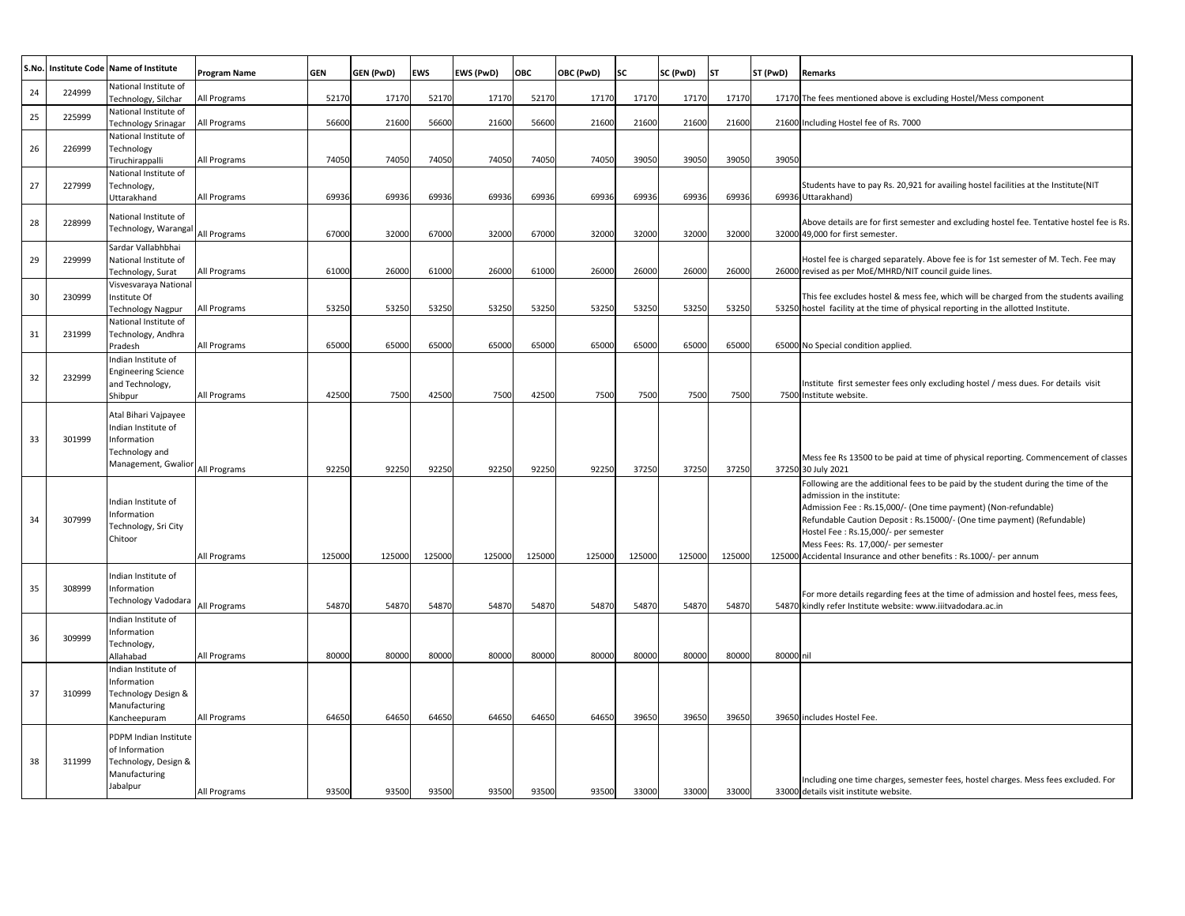| S.No. | Institute Code | Name of Institute | Program Name | GEN | GEN (PwD) | EWS | EWS (PwD) | OBC | OBC (PwD) | SC | SC (PwD) | ST | ST (PwD) | Remarks |
|---|---|---|---|---|---|---|---|---|---|---|---|---|---|---|
| 24 | 224999 | National Institute of Technology, Silchar | All Programs | 52170 | 17170 | 52170 | 17170 | 52170 | 17170 | 17170 | 17170 | 17170 | 17170 | The fees mentioned above is excluding Hostel/Mess component |
| 25 | 225999 | National Institute of Technology Srinagar | All Programs | 56600 | 21600 | 56600 | 21600 | 56600 | 21600 | 21600 | 21600 | 21600 | 21600 | Including Hostel fee of Rs. 7000 |
| 26 | 226999 | National Institute of Technology Tiruchirappalli | All Programs | 74050 | 74050 | 74050 | 74050 | 74050 | 74050 | 39050 | 39050 | 39050 | 39050 | |
| 27 | 227999 | National Institute of Technology, Uttarakhand | All Programs | 69936 | 69936 | 69936 | 69936 | 69936 | 69936 | 69936 | 69936 | 69936 | 69936 | Students have to pay Rs. 20,921 for availing hostel facilities at the Institute(NIT Uttarakhand) |
| 28 | 228999 | National Institute of Technology, Warangal | All Programs | 67000 | 32000 | 67000 | 32000 | 67000 | 32000 | 32000 | 32000 | 32000 | 32000 | Above details are for first semester and excluding hostel fee. Tentative hostel fee is Rs. 49,000 for first semester. |
| 29 | 229999 | Sardar Vallabhbhai National Institute of Technology, Surat | All Programs | 61000 | 26000 | 61000 | 26000 | 61000 | 26000 | 26000 | 26000 | 26000 | 26000 | Hostel fee is charged separately. Above fee is for 1st semester of M. Tech. Fee may revised as per MoE/MHRD/NIT council guide lines. |
| 30 | 230999 | Visvesvaraya National Institute Of Technology Nagpur | All Programs | 53250 | 53250 | 53250 | 53250 | 53250 | 53250 | 53250 | 53250 | 53250 | 53250 | This fee excludes hostel & mess fee, which will be charged from the students availing hostel facility at the time of physical reporting in the allotted Institute. |
| 31 | 231999 | National Institute of Technology, Andhra Pradesh | All Programs | 65000 | 65000 | 65000 | 65000 | 65000 | 65000 | 65000 | 65000 | 65000 | 65000 | No Special condition applied. |
| 32 | 232999 | Indian Institute of Engineering Science and Technology, Shibpur | All Programs | 42500 | 7500 | 42500 | 7500 | 42500 | 7500 | 7500 | 7500 | 7500 | 7500 | Institute first semester fees only excluding hostel / mess dues. For details visit Institute website. |
| 33 | 301999 | Atal Bihari Vajpayee Indian Institute of Information Technology and Management, Gwalior | All Programs | 92250 | 92250 | 92250 | 92250 | 92250 | 92250 | 37250 | 37250 | 37250 | 37250 | Mess fee Rs 13500 to be paid at time of physical reporting. Commencement of classes 30 July 2021 |
| 34 | 307999 | Indian Institute of Information Technology, Sri City Chitoor | All Programs | 125000 | 125000 | 125000 | 125000 | 125000 | 125000 | 125000 | 125000 | 125000 | 125000 | Following are the additional fees to be paid by the student during the time of the admission in the institute:<br>Admission Fee : Rs.15,000/- (One time payment) (Non-refundable)<br>Refundable Caution Deposit : Rs.15000/- (One time payment) (Refundable)<br>Hostel Fee : Rs.15,000/- per semester<br>Mess Fees: Rs. 17,000/- per semester<br>Accidental Insurance and other benefits : Rs.1000/- per annum |
| 35 | 308999 | Indian Institute of Information Technology Vadodara | All Programs | 54870 | 54870 | 54870 | 54870 | 54870 | 54870 | 54870 | 54870 | 54870 | 54870 | For more details regarding fees at the time of admission and hostel fees, mess fees, kindly refer Institute website: www.iiitvadodara.ac.in |
| 36 | 309999 | Indian Institute of Information Technology, Allahabad | All Programs | 80000 | 80000 | 80000 | 80000 | 80000 | 80000 | 80000 | 80000 | 80000 | 80000 | nil |
| 37 | 310999 | Indian Institute of Information Technology Design & Manufacturing Kancheepuram | All Programs | 64650 | 64650 | 64650 | 64650 | 64650 | 64650 | 39650 | 39650 | 39650 | 39650 | includes Hostel Fee. |
| 38 | 311999 | PDPM Indian Institute of Information Technology, Design & Manufacturing Jabalpur | All Programs | 93500 | 93500 | 93500 | 93500 | 93500 | 93500 | 33000 | 33000 | 33000 | 33000 | Including one time charges, semester fees, hostel charges. Mess fees excluded. For details visit institute website. |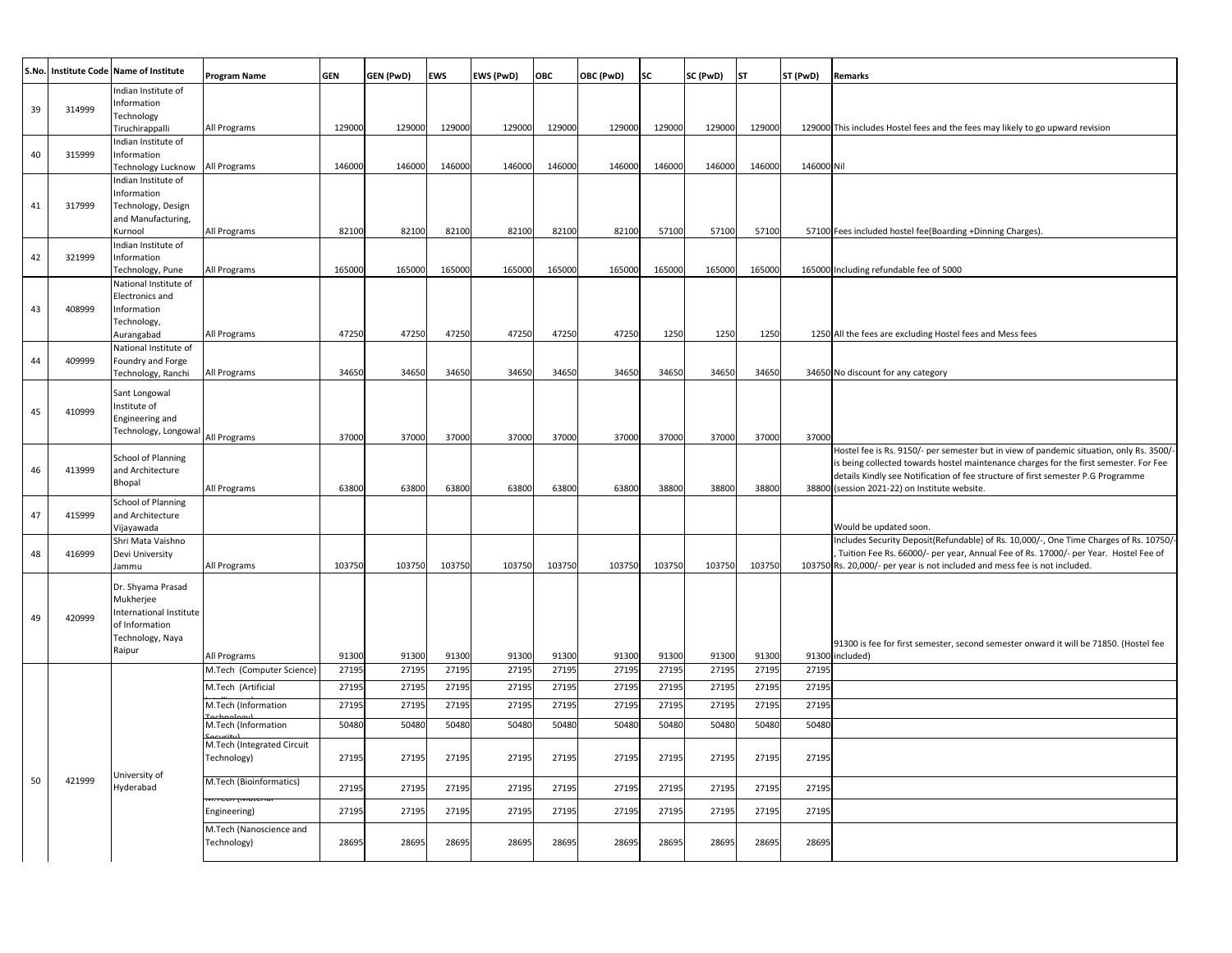| S.No. | Institute Code | Name of Institute | Program Name | GEN | GEN (PwD) | EWS | EWS (PwD) | OBC | OBC (PwD) | SC | SC (PwD) | ST | ST (PwD) | Remarks |
|---|---|---|---|---|---|---|---|---|---|---|---|---|---|---|
| 39 | 314999 | Indian Institute of Information Technology Tiruchirappalli | All Programs | 129000 | 129000 | 129000 | 129000 | 129000 | 129000 | 129000 | 129000 | 129000 | 129000 | This includes Hostel fees and the fees may likely to go upward revision |
| 40 | 315999 | Indian Institute of Information Technology Lucknow | All Programs | 146000 | 146000 | 146000 | 146000 | 146000 | 146000 | 146000 | 146000 | 146000 | 146000 | Nil |
| 41 | 317999 | Indian Institute of Information Technology, Design and Manufacturing, Kurnool | All Programs | 82100 | 82100 | 82100 | 82100 | 82100 | 82100 | 57100 | 57100 | 57100 | 57100 | Fees included hostel fee(Boarding +Dinning Charges). |
| 42 | 321999 | Indian Institute of Information Technology, Pune | All Programs | 165000 | 165000 | 165000 | 165000 | 165000 | 165000 | 165000 | 165000 | 165000 | 165000 | Including refundable fee of 5000 |
| 43 | 408999 | National Institute of Electronics and Information Technology, Aurangabad | All Programs | 47250 | 47250 | 47250 | 47250 | 47250 | 47250 | 1250 | 1250 | 1250 | 1250 | All the fees are excluding Hostel fees and Mess fees |
| 44 | 409999 | National Institute of Foundry and Forge Technology, Ranchi | All Programs | 34650 | 34650 | 34650 | 34650 | 34650 | 34650 | 34650 | 34650 | 34650 | 34650 | No discount for any category |
| 45 | 410999 | Sant Longowal Institute of Engineering and Technology, Longowal | All Programs | 37000 | 37000 | 37000 | 37000 | 37000 | 37000 | 37000 | 37000 | 37000 | 37000 | |
| 46 | 413999 | School of Planning and Architecture Bhopal | All Programs | 63800 | 63800 | 63800 | 63800 | 63800 | 63800 | 38800 | 38800 | 38800 | 38800 | Hostel fee is Rs. 9150/- per semester but in view of pandemic situation, only Rs. 3500/- is being collected towards hostel maintenance charges for the first semester. For Fee details Kindly see Notification of fee structure of first semester P.G Programme (session 2021-22) on Institute website. |
| 47 | 415999 | School of Planning and Architecture Vijayawada | | | | | | | | | | | | Would be updated soon. |
| 48 | 416999 | Shri Mata Vaishno Devi University Jammu | All Programs | 103750 | 103750 | 103750 | 103750 | 103750 | 103750 | 103750 | 103750 | 103750 | 103750 | Includes Security Deposit(Refundable) of Rs. 10,000/-, One Time Charges of Rs. 10750/-, Tuition Fee Rs. 66000/- per year, Annual Fee of Rs. 17000/- per Year. Hostel Fee of Rs. 20,000/- per year is not included and mess fee is not included. |
| 49 | 420999 | Dr. Shyama Prasad Mukherjee International Institute of Information Technology, Naya Raipur | All Programs | 91300 | 91300 | 91300 | 91300 | 91300 | 91300 | 91300 | 91300 | 91300 | 91300 | 91300 is fee for first semester, second semester onward it will be 71850. (Hostel fee included) |
| 50 | 421999 | University of Hyderabad | M.Tech (Computer Science) | 27195 | 27195 | 27195 | 27195 | 27195 | 27195 | 27195 | 27195 | 27195 | 27195 | |
| | | | M.Tech (Artificial Intelligence) | 27195 | 27195 | 27195 | 27195 | 27195 | 27195 | 27195 | 27195 | 27195 | 27195 | |
| | | | M.Tech (Information Technology) | 27195 | 27195 | 27195 | 27195 | 27195 | 27195 | 27195 | 27195 | 27195 | 27195 | |
| | | | M.Tech (Information Security) | 50480 | 50480 | 50480 | 50480 | 50480 | 50480 | 50480 | 50480 | 50480 | 50480 | |
| | | | M.Tech (Integrated Circuit Technology) | 27195 | 27195 | 27195 | 27195 | 27195 | 27195 | 27195 | 27195 | 27195 | 27195 | |
| | | | M.Tech (Bioinformatics) | 27195 | 27195 | 27195 | 27195 | 27195 | 27195 | 27195 | 27195 | 27195 | 27195 | |
| | | | M.Tech (Material Engineering) | 27195 | 27195 | 27195 | 27195 | 27195 | 27195 | 27195 | 27195 | 27195 | 27195 | |
| | | | M.Tech (Nanoscience and Technology) | 28695 | 28695 | 28695 | 28695 | 28695 | 28695 | 28695 | 28695 | 28695 | 28695 | |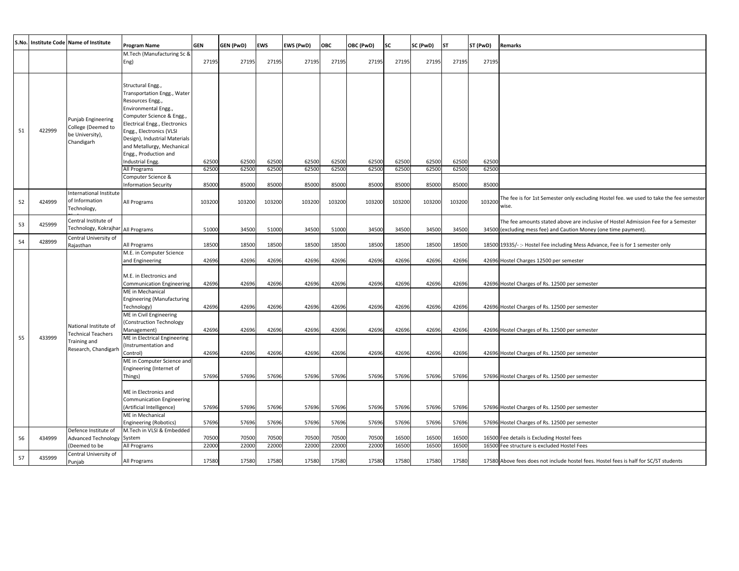| S.No. | Institute Code | Name of Institute | Program Name | GEN | GEN (PwD) | EWS | EWS (PwD) | OBC | OBC (PwD) | SC | SC (PwD) | ST | ST (PwD) | Remarks |
|---|---|---|---|---|---|---|---|---|---|---|---|---|---|---|
| | | | M.Tech (Manufacturing Sc & Eng) | 27195 | 27195 | 27195 | 27195 | 27195 | 27195 | 27195 | 27195 | 27195 | 27195 | |
| 51 | 422999 | Punjab Engineering College (Deemed to be University), Chandigarh | Structural Engg., Transportation Engg., Water Resources Engg., Environmental Engg., Computer Science & Engg., Electrical Engg., Electronics Engg., Electronics (VLSI Design), Industrial Materials and Metallurgy, Mechanical Engg., Production and Industrial Engg. | 62500 | 62500 | 62500 | 62500 | 62500 | 62500 | 62500 | 62500 | 62500 | 62500 | |
| | | | All Programs | 62500 | 62500 | 62500 | 62500 | 62500 | 62500 | 62500 | 62500 | 62500 | 62500 | |
| | | | Computer Science & Information Security | 85000 | 85000 | 85000 | 85000 | 85000 | 85000 | 85000 | 85000 | 85000 | 85000 | |
| 52 | 424999 | International Institute of Information Technology, | All Programs | 103200 | 103200 | 103200 | 103200 | 103200 | 103200 | 103200 | 103200 | 103200 | 103200 | The fee is for 1st Semester only excluding Hostel fee. we used to take the fee semester wise. |
| 53 | 425999 | Central Institute of Technology, Kokrajhar | All Programs | 51000 | 34500 | 51000 | 34500 | 51000 | 34500 | 34500 | 34500 | 34500 | 34500 | The fee amounts stated above are inclusive of Hostel Admission Fee for a Semester (excluding mess fee) and Caution Money (one time payment). |
| 54 | 428999 | Central University of Rajasthan | All Programs | 18500 | 18500 | 18500 | 18500 | 18500 | 18500 | 18500 | 18500 | 18500 | 18500 | 19335/- :- Hostel Fee including Mess Advance, Fee is for 1 semester only |
| 55 | 433999 | National Institute of Technical Teachers Training and Research, Chandigarh | M.E. in Computer Science and Engineering | 42696 | 42696 | 42696 | 42696 | 42696 | 42696 | 42696 | 42696 | 42696 | 42696 | Hostel Charges 12500 per semester |
| | | | M.E. in Electronics and Communication Engineering | 42696 | 42696 | 42696 | 42696 | 42696 | 42696 | 42696 | 42696 | 42696 | 42696 | Hostel Charges of Rs. 12500 per semester |
| | | | ME in Mechanical Engineering (Manufacturing Technology) | 42696 | 42696 | 42696 | 42696 | 42696 | 42696 | 42696 | 42696 | 42696 | 42696 | Hostel Charges of Rs. 12500 per semester |
| | | | ME in Civil Engineering (Construction Technology Management) | 42696 | 42696 | 42696 | 42696 | 42696 | 42696 | 42696 | 42696 | 42696 | 42696 | Hostel Charges of Rs. 12500 per semester |
| | | | ME in Electrical Engineering (Instrumentation and Control) | 42696 | 42696 | 42696 | 42696 | 42696 | 42696 | 42696 | 42696 | 42696 | 42696 | Hostel Charges of Rs. 12500 per semester |
| | | | ME in Computer Science and Engineering (Internet of Things) | 57696 | 57696 | 57696 | 57696 | 57696 | 57696 | 57696 | 57696 | 57696 | 57696 | Hostel Charges of Rs. 12500 per semester |
| | | | ME in Electronics and Communication Engineering (Artificial Intelligence) | 57696 | 57696 | 57696 | 57696 | 57696 | 57696 | 57696 | 57696 | 57696 | 57696 | Hostel Charges of Rs. 12500 per semester |
| | | | ME in Mechanical Engineering (Robotics) | 57696 | 57696 | 57696 | 57696 | 57696 | 57696 | 57696 | 57696 | 57696 | 57696 | Hostel Charges of Rs. 12500 per semester |
| 56 | 434999 | Defence Institute of Advanced Technology (Deemed to be | M.Tech in VLSI & Embedded System | 70500 | 70500 | 70500 | 70500 | 70500 | 70500 | 16500 | 16500 | 16500 | 16500 | Fee details is Excluding Hostel fees |
| | | | All Programs | 22000 | 22000 | 22000 | 22000 | 22000 | 22000 | 16500 | 16500 | 16500 | 16500 | Fee structure is excluded Hostel Fees |
| 57 | 435999 | Central University of Punjab | All Programs | 17580 | 17580 | 17580 | 17580 | 17580 | 17580 | 17580 | 17580 | 17580 | 17580 | Above fees does not include hostel fees. Hostel fees is half for SC/ST students |